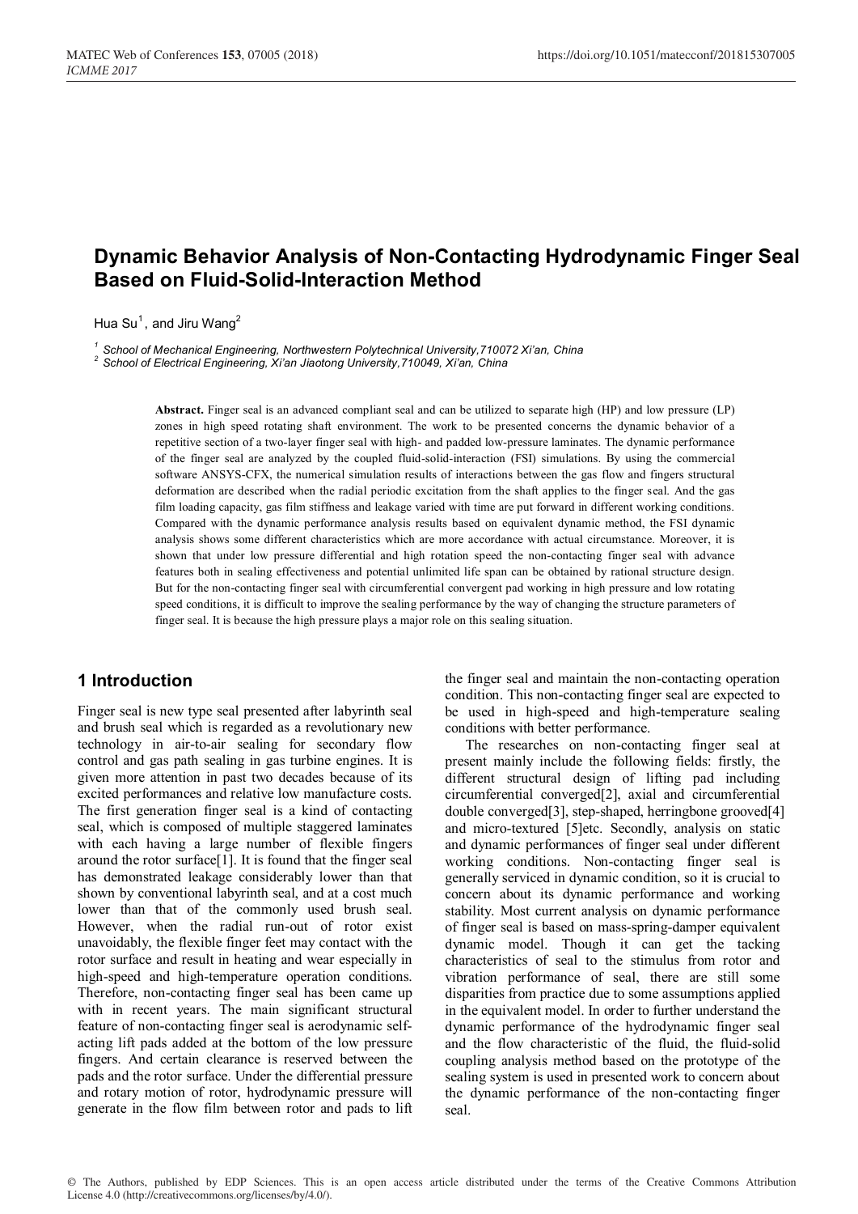# Dynamic Behavior Analysis of Non-Contacting Hydrodynamic Finger Seal Based on Fluid-Solid-Interaction Method

Hua Su[1], and Jiru Wang[2]

[1] *School of Mechanical Engineering, Northwestern Polytechnical University,710072 Xi'an, China*
[2] *School of Electrical Engineering, Xi'an Jiaotong University,710049, Xi'an, China*

**Abstract.** Finger seal is an advanced compliant seal and can be utilized to separate high (HP) and low pressure (LP) zones in high speed rotating shaft environment. The work to be presented concerns the dynamic behavior of a repetitive section of a two-layer finger seal with high- and padded low-pressure laminates. The dynamic performance of the finger seal are analyzed by the coupled fluid-solid-interaction (FSI) simulations. By using the commercial software ANSYS-CFX, the numerical simulation results of interactions between the gas flow and fingers structural deformation are described when the radial periodic excitation from the shaft applies to the finger seal. And the gas film loading capacity, gas film stiffness and leakage varied with time are put forward in different working conditions. Compared with the dynamic performance analysis results based on equivalent dynamic method, the FSI dynamic analysis shows some different characteristics which are more accordance with actual circumstance. Moreover, it is shown that under low pressure differential and high rotation speed the non-contacting finger seal with advance features both in sealing effectiveness and potential unlimited life span can be obtained by rational structure design. But for the non-contacting finger seal with circumferential convergent pad working in high pressure and low rotating speed conditions, it is difficult to improve the sealing performance by the way of changing the structure parameters of finger seal. It is because the high pressure plays a major role on this sealing situation.

## 1 Introduction

Finger seal is new type seal presented after labyrinth seal and brush seal which is regarded as a revolutionary new technology in air-to-air sealing for secondary flow control and gas path sealing in gas turbine engines. It is given more attention in past two decades because of its excited performances and relative low manufacture costs. The first generation finger seal is a kind of contacting seal, which is composed of multiple staggered laminates with each having a large number of flexible fingers around the rotor surface[1]. It is found that the finger seal has demonstrated leakage considerably lower than that shown by conventional labyrinth seal, and at a cost much lower than that of the commonly used brush seal. However, when the radial run-out of rotor exist unavoidably, the flexible finger feet may contact with the rotor surface and result in heating and wear especially in high-speed and high-temperature operation conditions. Therefore, non-contacting finger seal has been came up with in recent years. The main significant structural feature of non-contacting finger seal is aerodynamic self-acting lift pads added at the bottom of the low pressure fingers. And certain clearance is reserved between the pads and the rotor surface. Under the differential pressure and rotary motion of rotor, hydrodynamic pressure will generate in the flow film between rotor and pads to lift the finger seal and maintain the non-contacting operation condition. This non-contacting finger seal are expected to be used in high-speed and high-temperature sealing conditions with better performance.

The researches on non-contacting finger seal at present mainly include the following fields: firstly, the different structural design of lifting pad including circumferential converged[2], axial and circumferential double converged[3], step-shaped, herringbone grooved[4] and micro-textured [5]etc. Secondly, analysis on static and dynamic performances of finger seal under different working conditions. Non-contacting finger seal is generally serviced in dynamic condition, so it is crucial to concern about its dynamic performance and working stability. Most current analysis on dynamic performance of finger seal is based on mass-spring-damper equivalent dynamic model. Though it can get the tacking characteristics of seal to the stimulus from rotor and vibration performance of seal, there are still some disparities from practice due to some assumptions applied in the equivalent model. In order to further understand the dynamic performance of the hydrodynamic finger seal and the flow characteristic of the fluid, the fluid-solid coupling analysis method based on the prototype of the sealing system is used in presented work to concern about the dynamic performance of the non-contacting finger seal.

© The Authors, published by EDP Sciences. This is an open access article distributed under the terms of the Creative Commons Attribution License 4.0 (http://creativecommons.org/licenses/by/4.0/).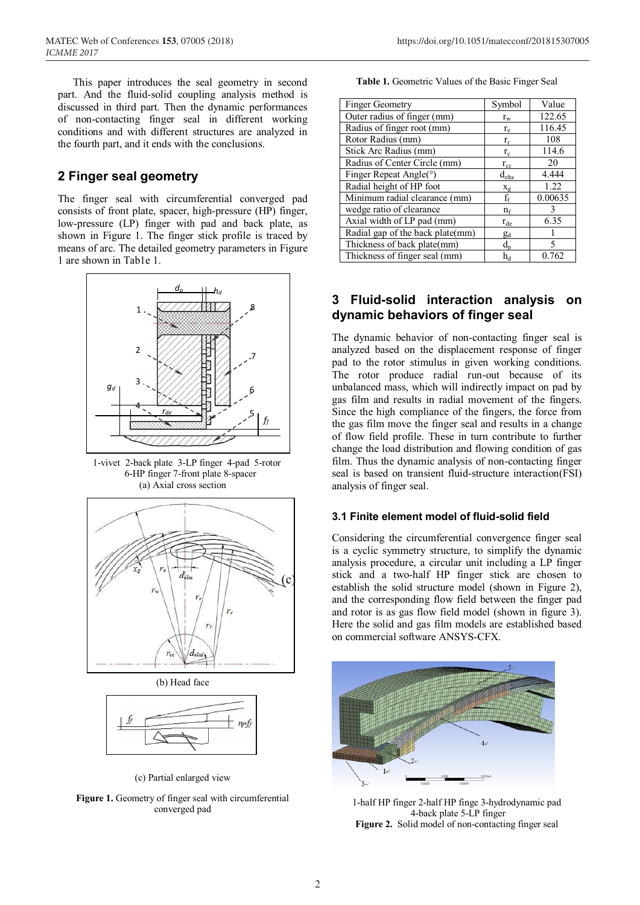This paper introduces the seal geometry in second part. And the fluid-solid coupling analysis method is discussed in third part. Then the dynamic performances of non-contacting finger seal in different working conditions and with different structures are analyzed in the fourth part, and it ends with the conclusions.

## 2 Finger seal geometry

The finger seal with circumferential converged pad consists of front plate, spacer, high-pressure (HP) finger, low-pressure (LP) finger with pad and back plate, as shown in Figure 1. The finger stick profile is traced by means of arc. The detailed geometry parameters in Figure 1 are shown in Tab1e 1.

1-vivet 2-back plate 3-LP finger 4-pad 5-rotor 6-HP finger 7-front plate 8-spacer
(a) Axial cross section

(b) Head face

(c) Partial enlarged view

**Figure 1.** Geometry of finger seal with circumferential converged pad

**Table 1.** Geometric Values of the Basic Finger Seal

| Finger Geometry | Symbol | Value |
|---|---|---|
| Outer radius of finger (mm) | $r_w$ | 122.65 |
| Radius of finger root (mm) | $r_e$ | 116.45 |
| Rotor Radius (mm) | $r_r$ | 108 |
| Stick Arc Radius (mm) | $r_c$ | 114.6 |
| Radius of Center Circle (mm) | $r_{cc}$ | 20 |
| Finger Repeat Angle(°) | $d_{elta}$ | 4.444 |
| Radial height of HP foot | $x_g$ | 1.22 |
| Minimum radial clearance (mm) | $f_f$ | 0.00635 |
| wedge ratio of clearance | $n_f$ | 3 |
| Axial width of LP pad (mm) | $r_{de}$ | 6.35 |
| Radial gap of the back plate(mm) | $g_d$ | 1 |
| Thickness of back plate(mm) | $d_p$ | 5 |
| Thickness of finger seal (mm) | $h_d$ | 0.762 |

## 3 Fluid-solid interaction analysis on dynamic behaviors of finger seal

The dynamic behavior of non-contacting finger seal is analyzed based on the displacement response of finger pad to the rotor stimulus in given working conditions. The rotor produce radial run-out because of its unbalanced mass, which will indirectly impact on pad by gas film and results in radial movement of the fingers. Since the high compliance of the fingers, the force from the gas film move the finger seal and results in a change of flow field profile. These in turn contribute to further change the load distribution and flowing condition of gas film. Thus the dynamic analysis of non-contacting finger seal is based on transient fluid-structure interaction(FSI) analysis of finger seal.

### 3.1 Finite element model of fluid-solid field

Considering the circumferential convergence finger seal is a cyclic symmetry structure, to simplify the dynamic analysis procedure, a circular unit including a LP finger stick and a two-half HP finger stick are chosen to establish the solid structure model (shown in Figure 2), and the corresponding flow field between the finger pad and rotor is as gas flow field model (shown in figure 3). Here the solid and gas film models are established based on commercial software ANSYS-CFX.

1-half HP finger 2-half HP finge 3-hydrodynamic pad 4-back plate 5-LP finger
**Figure 2.** Solid model of non-contacting finger seal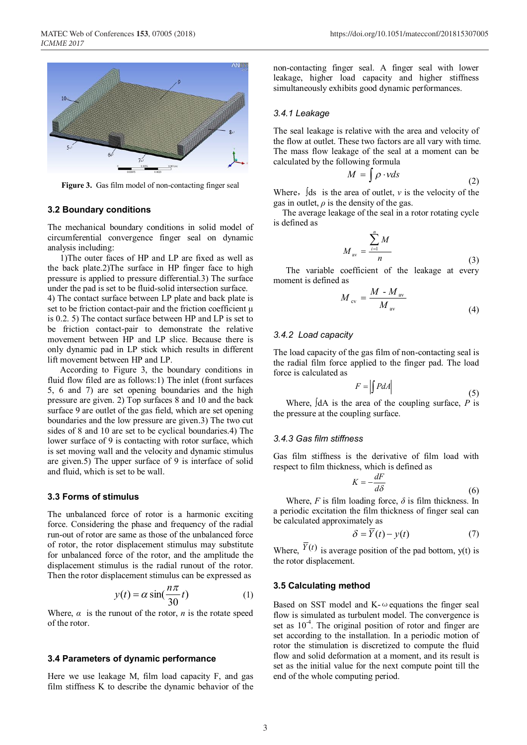Figure 3. Gas film model of non-contacting finger seal

### 3.2 Boundary conditions

The mechanical boundary conditions in solid model of circumferential convergence finger seal on dynamic analysis including:

1)The outer faces of HP and LP are fixed as well as the back plate.2)The surface in HP finger face to high pressure is applied to pressure differential.3) The surface under the pad is set to be fluid-solid intersection surface. 4) The contact surface between LP plate and back plate is set to be friction contact-pair and the friction coefficient μ is 0.2. 5) The contact surface between HP and LP is set to be friction contact-pair to demonstrate the relative movement between HP and LP slice. Because there is only dynamic pad in LP stick which results in different lift movement between HP and LP.

According to Figure 3, the boundary conditions in fluid flow filed are as follows:1) The inlet (front surfaces 5, 6 and 7) are set opening boundaries and the high pressure are given. 2) Top surfaces 8 and 10 and the back surface 9 are outlet of the gas field, which are set opening boundaries and the low pressure are given.3) The two cut sides of 8 and 10 are set to be cyclical boundaries.4) The lower surface of 9 is contacting with rotor surface, which is set moving wall and the velocity and dynamic stimulus are given.5) The upper surface of 9 is interface of solid and fluid, which is set to be wall.

### 3.3 Forms of stimulus

The unbalanced force of rotor is a harmonic exciting force. Considering the phase and frequency of the radial run-out of rotor are same as those of the unbalanced force of rotor, the rotor displacement stimulus may substitute for unbalanced force of the rotor, and the amplitude the displacement stimulus is the radial runout of the rotor. Then the rotor displacement stimulus can be expressed as

$$y(t) = \alpha \sin\left(\frac{n\pi}{30}t\right) \tag{1}$$

Where, $\alpha$ is the runout of the rotor, $n$ is the rotate speed of the rotor.

### 3.4 Parameters of dynamic performance

Here we use leakage M, film load capacity F, and gas film stiffness K to describe the dynamic behavior of the non-contacting finger seal. A finger seal with lower leakage, higher load capacity and higher stiffness simultaneously exhibits good dynamic performances.

#### *3.4.1 Leakage*

The seal leakage is relative with the area and velocity of the flow at outlet. These two factors are all vary with time. The mass flow leakage of the seal at a moment can be calculated by the following formula

$$M = \int \rho \cdot v ds \tag{2}$$

Where，$\int ds$ is the area of outlet, $v$ is the velocity of the gas in outlet, $\rho$ is the density of the gas.

The average leakage of the seal in a rotor rotating cycle is defined as

$$M_{av} = \frac{\sum_{i=1}^{n} M}{n} \tag{3}$$

The variable coefficient of the leakage at every moment is defined as

$$M_{cv} = \frac{M - M_{av}}{M_{av}} \tag{4}$$

#### *3.4.2 Load capacity*

The load capacity of the gas film of non-contacting seal is the radial film force applied to the finger pad. The load force is calculated as

$$F = \left| \int P dA \right| \tag{5}$$

Where, $\int dA$ is the area of the coupling surface, $P$ is the pressure at the coupling surface.

#### *3.4.3 Gas film stiffness*

Gas film stiffness is the derivative of film load with respect to film thickness, which is defined as

$$K = -\frac{dF}{d\delta} \tag{6}$$

Where, $F$ is film loading force, $\delta$ is film thickness. In a periodic excitation the film thickness of finger seal can be calculated approximately as

$$\delta = \overline{Y}(t) - y(t) \tag{7}$$

Where, $\overline{Y}(t)$ is average position of the pad bottom, y(t) is the rotor displacement.

### 3.5 Calculating method

Based on SST model and K-ω equations the finger seal flow is simulated as turbulent model. The convergence is set as $10^{-4}$. The original position of rotor and finger are set according to the installation. In a periodic motion of rotor the stimulation is discretized to compute the fluid flow and solid deformation at a moment, and its result is set as the initial value for the next compute point till the end of the whole computing period.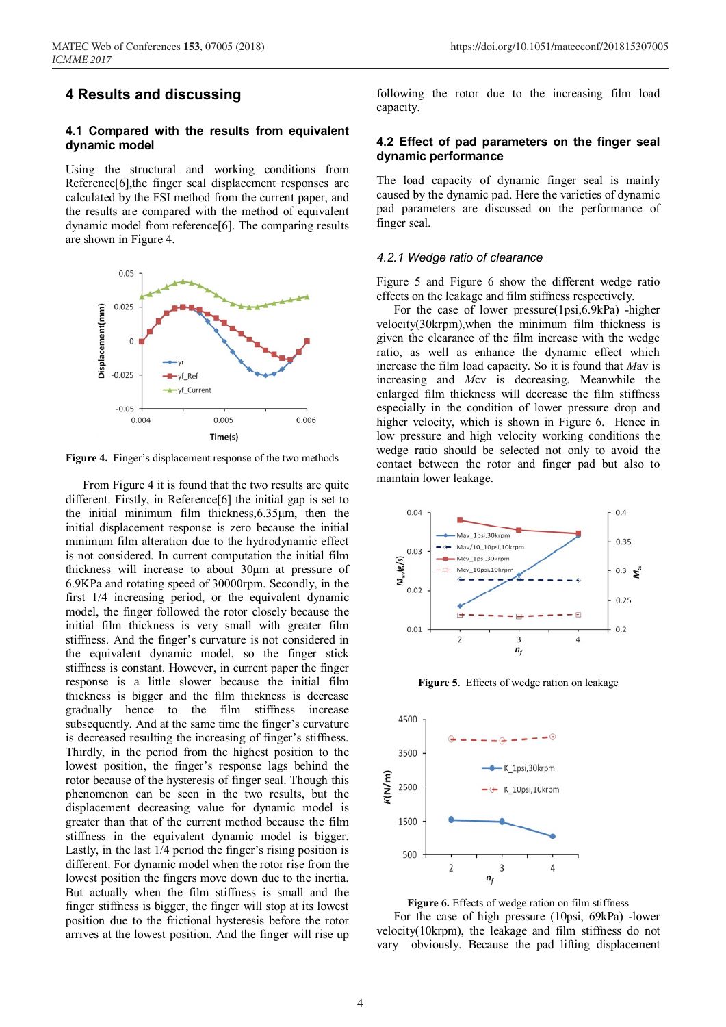## 4 Results and discussing

### 4.1 Compared with the results from equivalent dynamic model

Using the structural and working conditions from Reference[6],the finger seal displacement responses are calculated by the FSI method from the current paper, and the results are compared with the method of equivalent dynamic model from reference[6]. The comparing results are shown in Figure 4.

**Figure 4.** Finger's displacement response of the two methods

From Figure 4 it is found that the two results are quite different. Firstly, in Reference[6] the initial gap is set to the initial minimum film thickness,6.35μm, then the initial displacement response is zero because the initial minimum film alteration due to the hydrodynamic effect is not considered. In current computation the initial film thickness will increase to about 30μm at pressure of 6.9KPa and rotating speed of 30000rpm. Secondly, in the first 1/4 increasing period, or the equivalent dynamic model, the finger followed the rotor closely because the initial film thickness is very small with greater film stiffness. And the finger's curvature is not considered in the equivalent dynamic model, so the finger stick stiffness is constant. However, in current paper the finger response is a little slower because the initial film thickness is bigger and the film thickness is decrease gradually hence to the film stiffness increase subsequently. And at the same time the finger's curvature is decreased resulting the increasing of finger's stiffness. Thirdly, in the period from the highest position to the lowest position, the finger's response lags behind the rotor because of the hysteresis of finger seal. Though this phenomenon can be seen in the two results, but the displacement decreasing value for dynamic model is greater than that of the current method because the film stiffness in the equivalent dynamic model is bigger. Lastly, in the last 1/4 period the finger's rising position is different. For dynamic model when the rotor rise from the lowest position the fingers move down due to the inertia. But actually when the film stiffness is small and the finger stiffness is bigger, the finger will stop at its lowest position due to the frictional hysteresis before the rotor arrives at the lowest position. And the finger will rise up following the rotor due to the increasing film load capacity.

### 4.2 Effect of pad parameters on the finger seal dynamic performance

The load capacity of dynamic finger seal is mainly caused by the dynamic pad. Here the varieties of dynamic pad parameters are discussed on the performance of finger seal.

#### *4.2.1 Wedge ratio of clearance*

Figure 5 and Figure 6 show the different wedge ratio effects on the leakage and film stiffness respectively.

For the case of lower pressure(1psi,6.9kPa) -higher velocity(30krpm),when the minimum film thickness is given the clearance of the film increase with the wedge ratio, as well as enhance the dynamic effect which increase the film load capacity. So it is found that *M*av is increasing and *M*cv is decreasing. Meanwhile the enlarged film thickness will decrease the film stiffness especially in the condition of lower pressure drop and higher velocity, which is shown in Figure 6. Hence in low pressure and high velocity working conditions the wedge ratio should be selected not only to avoid the contact between the rotor and finger pad but also to maintain lower leakage.

**Figure 5**. Effects of wedge ration on leakage

**Figure 6.** Effects of wedge ration on film stiffness

For the case of high pressure (10psi, 69kPa) -lower velocity(10krpm), the leakage and film stiffness do not vary obviously. Because the pad lifting displacement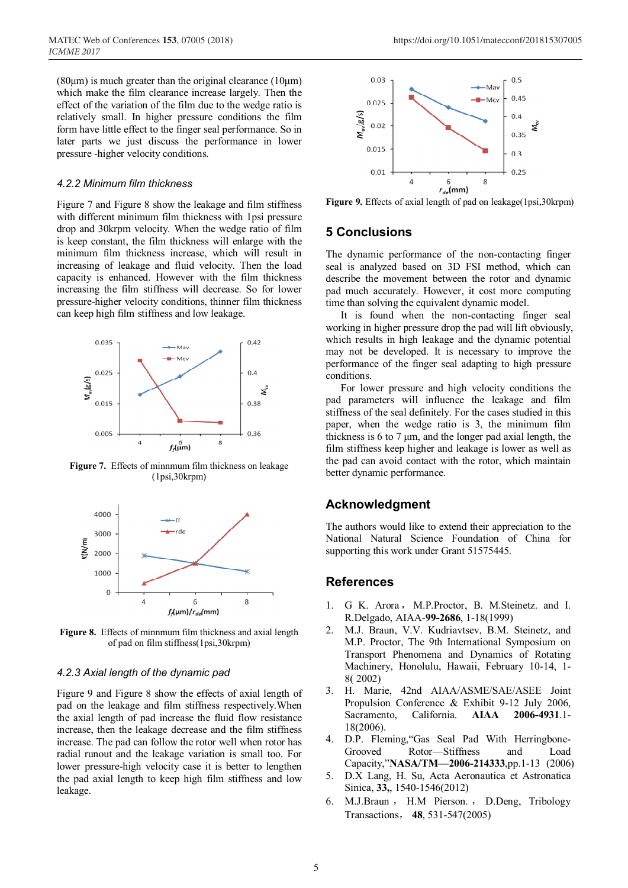(80μm) is much greater than the original clearance (10μm) which make the film clearance increase largely. Then the effect of the variation of the film due to the wedge ratio is relatively small. In higher pressure conditions the film form have little effect to the finger seal performance. So in later parts we just discuss the performance in lower pressure -higher velocity conditions.

### 4.2.2 Minimum film thickness

Figure 7 and Figure 8 show the leakage and film stiffness with different minimum film thickness with 1psi pressure drop and 30krpm velocity. When the wedge ratio of film is keep constant, the film thickness will enlarge with the minimum film thickness increase, which will result in increasing of leakage and fluid velocity. Then the load capacity is enhanced. However with the film thickness increasing the film stiffness will decrease. So for lower pressure-higher velocity conditions, thinner film thickness can keep high film stiffness and low leakage.

0.035
0.025
0.015
0.005
$M_{av}$(g/s)
Mav
Mcv
0.42
0.4
0.38
0.36
$M_{cv}$
4
6
8
$f_f$(μm)

**Figure 7.** Effects of minnmum film thickness on leakage (1psi,30krpm)

4000
3000
2000
1000
0
K(N/m)
ff
rde
4
6
8
$f_f$(μm)/$r_{de}$(mm)

**Figure 8.** Effects of minnmum film thickness and axial length of pad on film stiffness(1psi,30krpm)

### 4.2.3 Axial length of the dynamic pad

Figure 9 and Figure 8 show the effects of axial length of pad on the leakage and film stiffness respectively.When the axial length of pad increase, then the leakage decrease and the film stiffness increase. The pad can follow the rotor well when rotor has radial runout and the leakage variation is small too. For lower pressure-high velocity case it is better to lengthen the pad axial length to keep high film stiffness and low leakage.

0.03
0.025
0.02
0.015
0.01
$M_{av}$(g/s)
Mav
Mcv
0.5
0.45
0.4
0.35
0.3
0.25
$M_{cv}$
4
6
8
$r_{de}$(mm)

**Figure 9.** Effects of axial length of pad on leakage(1psi,30krpm)

## 5 Conclusions

The dynamic performance of the non-contacting finger seal is analyzed based on 3D FSI method, which can describe the movement between the rotor and dynamic pad much accurately. However, it cost more computing time than solving the equivalent dynamic model.

It is found when the non-contacting finger seal working in higher pressure drop the pad will lift obviously, which results in high leakage and the dynamic potential may not be developed. It is necessary to improve the performance of the finger seal adapting to high pressure conditions.

For lower pressure and high velocity conditions the pad parameters will influence the leakage and film stiffness of the seal definitely. For the cases studied in this paper, when the wedge ratio is 3, the minimum film thickness is 6 to 7 μm, and the longer pad axial length, the film stiffness keep higher and leakage is lower as well as the pad can avoid contact with the rotor, which maintain better dynamic performance.

## Acknowledgment

The authors would like to extend their appreciation to the National Natural Science Foundation of China for supporting this work under Grant 51575445.

## References

1. G K. Arora，M.P.Proctor, B. M.Steinetz. and I. R.Delgado, AIAA-**99-2686**, 1-18(1999)
2. M.J. Braun, V.V. Kudriavtsev, B.M. Steinetz, and M.P. Proctor, The 9th International Symposium on Transport Phenomena and Dynamics of Rotating Machinery, Honolulu, Hawaii, February 10-14, 1-8( 2002)
3. H. Marie, 42nd AIAA/ASME/SAE/ASEE Joint Propulsion Conference & Exhibit 9-12 July 2006, Sacramento, California. **AIAA 2006-4931**.1-18(2006).
4. D.P. Fleming,"Gas Seal Pad With Herringbone-Grooved Rotor—Stiffness and Load Capacity,"**NASA/TM—2006-214333**,pp.1-13 (2006)
5. D.X Lang, H. Su, Acta Aeronautica et Astronatica Sinica, **33**,, 1540-1546(2012)
6. M.J.Braun，H.M Pierson.，D.Deng, Tribology Transactions，**48**, 531-547(2005)